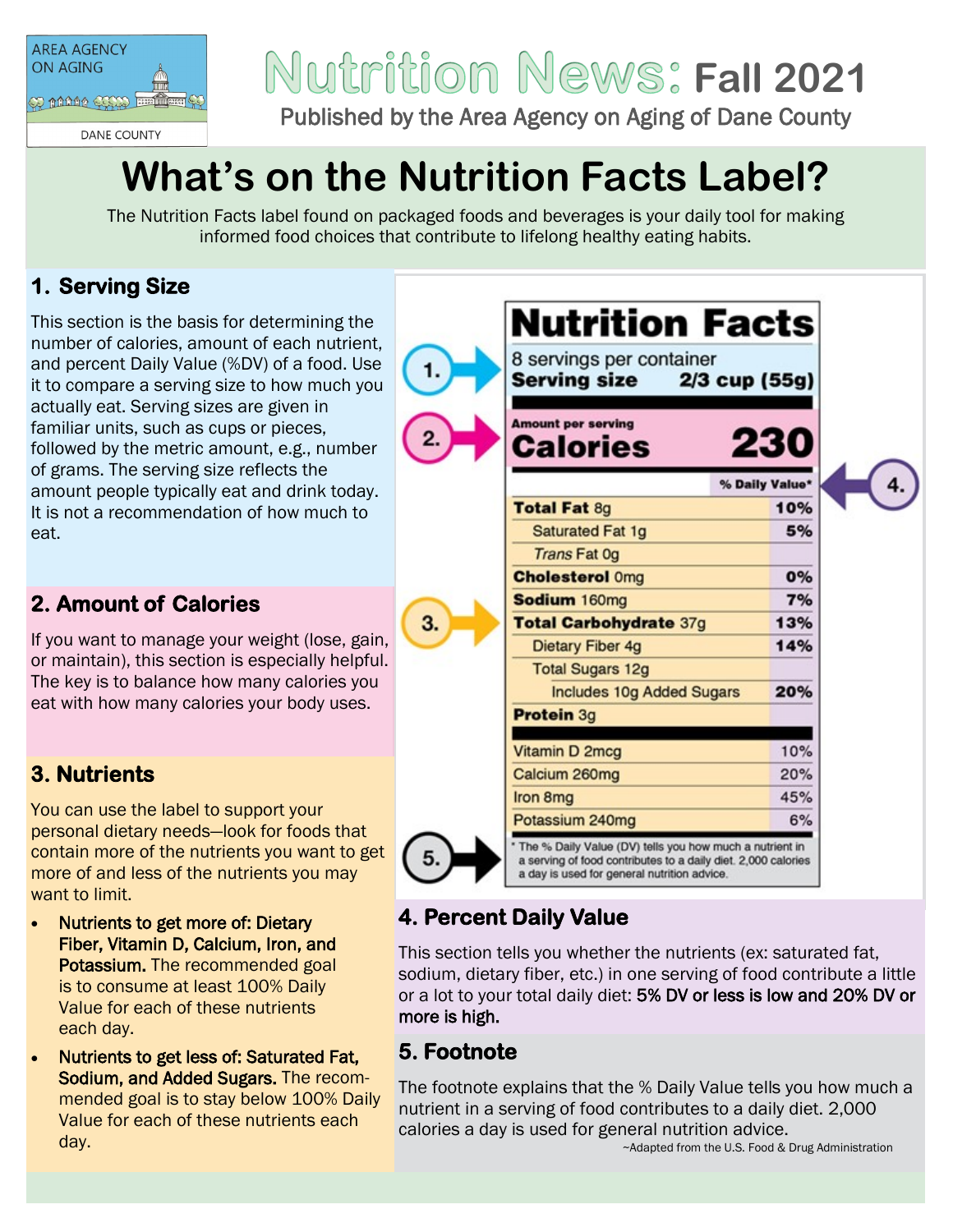AREA AGENCY ON AGING

DANE COUNTY

# Nutrition News: Fall 2021

Published by the Area Agency on Aging of Dane County

## What's on the Nutrition Facts Label?

The Nutrition Facts label found on packaged foods and beverages is your daily tool for making informed food choices that contribute to lifelong healthy eating habits.

### 1. Serving Size

This section is the basis for determining the number of calories, amount of each nutrient, and percent Daily Value (%DV) of a food. Use it to compare a serving size to how much you actually eat. Serving sizes are given in familiar units, such as cups or pieces, followed by the metric amount, e.g., number of grams. The serving size reflects the amount people typically eat and drink today. It is not a recommendation of how much to eat.

### 2. Amount of Calories

If you want to manage your weight (lose, gain, or maintain), this section is especially helpful. The key is to balance how many calories you eat with how many calories your body uses.

### 3. Nutrients

You can use the label to support your personal dietary needs—look for foods that contain more of the nutrients you want to get more of and less of the nutrients you may want to limit.

- **Nutrients to get more of: Dietary Fiber, Vitamin D, Calcium, Iron, and Potassium.** The recommended goal is to consume at least 100% Daily Value for each of these nutrients each day.
- **Nutrients to get less of: Saturated Fat, Sodium, and Added Sugars.** The recommended goal is to stay below 100% Daily Value for each of these nutrients each day.

**Nutrition Facts**

8 servings per container
**Serving size 2/3 cup (55g)**

| Amount per serving | |
|---|---|
| **Calories** | **230** |
| | **% Daily Value*** |
| **Total Fat** 8g | **10%** |
| Saturated Fat 1g | **5%** |
| *Trans* Fat 0g | |
| **Cholesterol** 0mg | **0%** |
| **Sodium** 160mg | **7%** |
| **Total Carbohydrate** 37g | **13%** |
| Dietary Fiber 4g | **14%** |
| Total Sugars 12g | |
| Includes 10g Added Sugars | **20%** |
| **Protein** 3g | |
| Vitamin D 2mcg | 10% |
| Calcium 260mg | 20% |
| Iron 8mg | 45% |
| Potassium 240mg | 6% |

\* The % Daily Value (DV) tells you how much a nutrient in a serving of food contributes to a daily diet. 2,000 calories a day is used for general nutrition advice.

### 4. Percent Daily Value

This section tells you whether the nutrients (ex: saturated fat, sodium, dietary fiber, etc.) in one serving of food contribute a little or a lot to your total daily diet: **5% DV or less is low and 20% DV or more is high.**

### 5. Footnote

The footnote explains that the % Daily Value tells you how much a nutrient in a serving of food contributes to a daily diet. 2,000 calories a day is used for general nutrition advice.

~Adapted from the U.S. Food & Drug Administration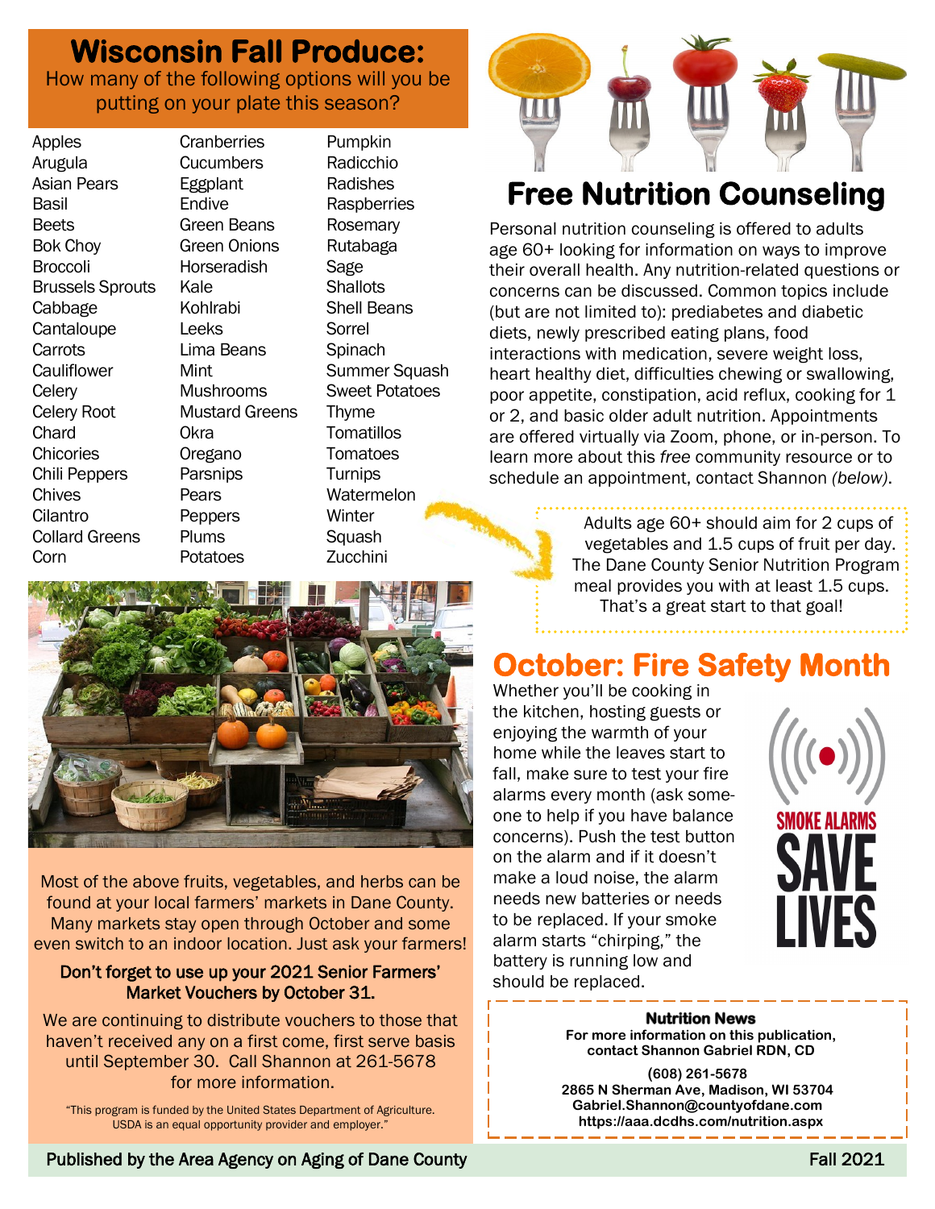# Wisconsin Fall Produce:

How many of the following options will you be putting on your plate this season?

Apples
Arugula
Asian Pears
Basil
Beets
Bok Choy
Broccoli
Brussels Sprouts
Cabbage
Cantaloupe
Carrots
Cauliflower
Celery
Celery Root
Chard
Chicories
Chili Peppers
Chives
Cilantro
Collard Greens
Corn
Cranberries
Cucumbers
Eggplant
Endive
Green Beans
Green Onions
Horseradish
Kale
Kohlrabi
Leeks
Lima Beans
Mint
Mushrooms
Mustard Greens
Okra
Oregano
Parsnips
Pears
Peppers
Plums
Potatoes
Pumpkin
Radicchio
Radishes
Raspberries
Rosemary
Rutabaga
Sage
Shallots
Shell Beans
Sorrel
Spinach
Summer Squash
Sweet Potatoes
Thyme
Tomatillos
Tomatoes
Turnips
Watermelon
Winter Squash
Zucchini

Most of the above fruits, vegetables, and herbs can be found at your local farmers' markets in Dane County. Many markets stay open through October and some even switch to an indoor location. Just ask your farmers!

**Don't forget to use up your 2021 Senior Farmers' Market Vouchers by October 31.**

We are continuing to distribute vouchers to those that haven't received any on a first come, first serve basis until September 30. Call Shannon at 261-5678 for more information.

"This program is funded by the United States Department of Agriculture. USDA is an equal opportunity provider and employer."

# Free Nutrition Counseling

Personal nutrition counseling is offered to adults age 60+ looking for information on ways to improve their overall health. Any nutrition-related questions or concerns can be discussed. Common topics include (but are not limited to): prediabetes and diabetic diets, newly prescribed eating plans, food interactions with medication, severe weight loss, heart healthy diet, difficulties chewing or swallowing, poor appetite, constipation, acid reflux, cooking for 1 or 2, and basic older adult nutrition. Appointments are offered virtually via Zoom, phone, or in-person. To learn more about this *free* community resource or to schedule an appointment, contact Shannon *(below)*.

Adults age 60+ should aim for 2 cups of vegetables and 1.5 cups of fruit per day. The Dane County Senior Nutrition Program meal provides you with at least 1.5 cups. That's a great start to that goal!

# October: Fire Safety Month

Whether you'll be cooking in the kitchen, hosting guests or enjoying the warmth of your home while the leaves start to fall, make sure to test your fire alarms every month (ask someone to help if you have balance concerns). Push the test button on the alarm and if it doesn't make a loud noise, the alarm needs new batteries or needs to be replaced. If your smoke alarm starts "chirping," the battery is running low and should be replaced.

SMOKE ALARMS SAVE LIVES

**Nutrition News**
**For more information on this publication, contact Shannon Gabriel RDN, CD**

**(608) 261-5678**
**2865 N Sherman Ave, Madison, WI 53704**
**Gabriel.Shannon@countyofdane.com**
**https://aaa.dcdhs.com/nutrition.aspx**

Published by the Area Agency on Aging of Dane County — Fall 2021